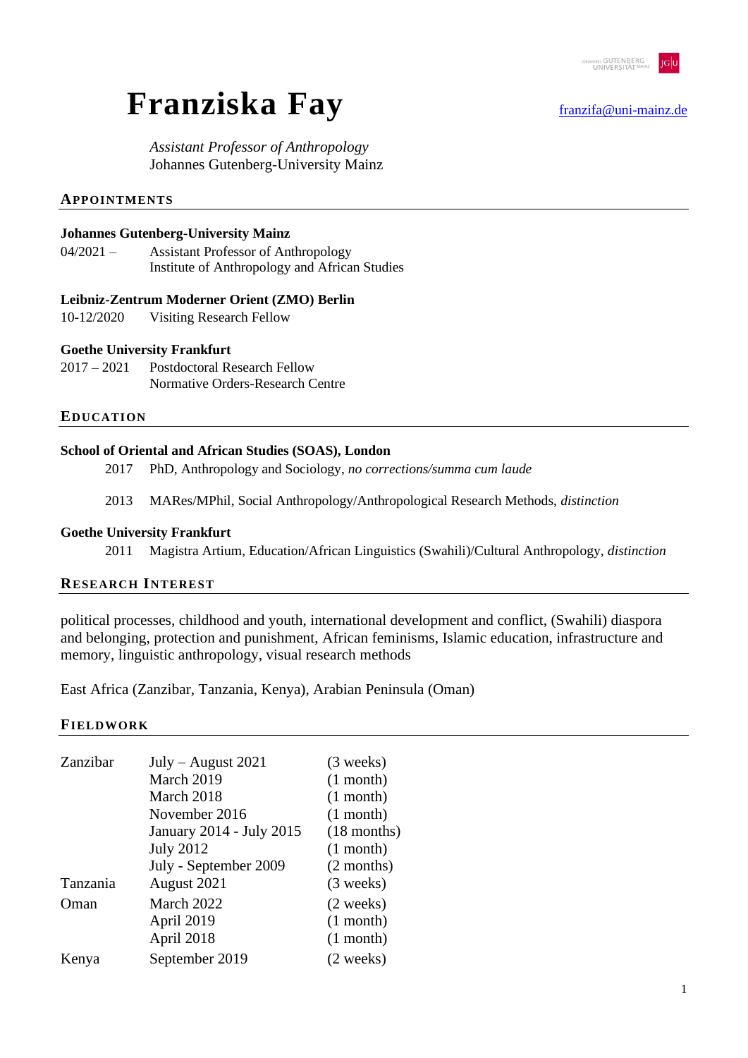# Franziska Fay

franzifa@uni-mainz.de

*Assistant Professor of Anthropology*
Johannes Gutenberg-University Mainz

## APPOINTMENTS

**Johannes Gutenberg-University Mainz**

04/2021 – Assistant Professor of Anthropology
Institute of Anthropology and African Studies

**Leibniz-Zentrum Moderner Orient (ZMO) Berlin**

10-12/2020 Visiting Research Fellow

**Goethe University Frankfurt**

2017 – 2021 Postdoctoral Research Fellow
Normative Orders-Research Centre

## EDUCATION

**School of Oriental and African Studies (SOAS), London**

2017 PhD, Anthropology and Sociology, *no corrections/summa cum laude*

2013 MARes/MPhil, Social Anthropology/Anthropological Research Methods, *distinction*

**Goethe University Frankfurt**

2011 Magistra Artium, Education/African Linguistics (Swahili)/Cultural Anthropology, *distinction*

## RESEARCH INTEREST

political processes, childhood and youth, international development and conflict, (Swahili) diaspora and belonging, protection and punishment, African feminisms, Islamic education, infrastructure and memory, linguistic anthropology, visual research methods

East Africa (Zanzibar, Tanzania, Kenya), Arabian Peninsula (Oman)

## FIELDWORK

| | | |
|---|---|---|
| Zanzibar | July – August 2021 | (3 weeks) |
| | March 2019 | (1 month) |
| | March 2018 | (1 month) |
| | November 2016 | (1 month) |
| | January 2014 - July 2015 | (18 months) |
| | July 2012 | (1 month) |
| | July - September 2009 | (2 months) |
| Tanzania | August 2021 | (3 weeks) |
| Oman | March 2022 | (2 weeks) |
| | April 2019 | (1 month) |
| | April 2018 | (1 month) |
| Kenya | September 2019 | (2 weeks) |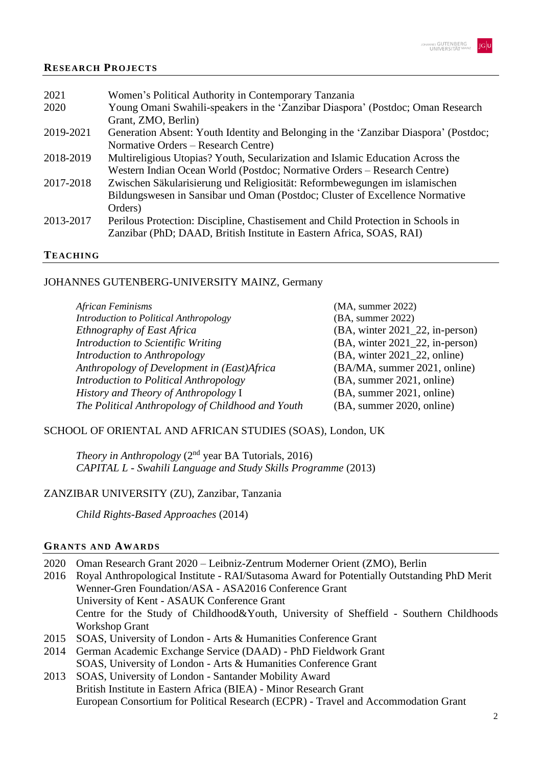## RESEARCH PROJECTS

| | |
|---|---|
| 2021 | Women's Political Authority in Contemporary Tanzania |
| 2020 | Young Omani Swahili-speakers in the 'Zanzibar Diaspora' (Postdoc; Oman Research Grant, ZMO, Berlin) |
| 2019-2021 | Generation Absent: Youth Identity and Belonging in the 'Zanzibar Diaspora' (Postdoc; Normative Orders – Research Centre) |
| 2018-2019 | Multireligious Utopias? Youth, Secularization and Islamic Education Across the Western Indian Ocean World (Postdoc; Normative Orders – Research Centre) |
| 2017-2018 | Zwischen Säkularisierung und Religiosität: Reformbewegungen im islamischen Bildungswesen in Sansibar und Oman (Postdoc; Cluster of Excellence Normative Orders) |
| 2013-2017 | Perilous Protection: Discipline, Chastisement and Child Protection in Schools in Zanzibar (PhD; DAAD, British Institute in Eastern Africa, SOAS, RAI) |

## TEACHING

JOHANNES GUTENBERG-UNIVERSITY MAINZ, Germany

| | |
|---|---|
| *African Feminisms* | (MA, summer 2022) |
| *Introduction to Political Anthropology* | (BA, summer 2022) |
| *Ethnography of East Africa* | (BA, winter 2021_22, in-person) |
| *Introduction to Scientific Writing* | (BA, winter 2021_22, in-person) |
| *Introduction to Anthropology* | (BA, winter 2021_22, online) |
| *Anthropology of Development in (East)Africa* | (BA/MA, summer 2021, online) |
| *Introduction to Political Anthropology* | (BA, summer 2021, online) |
| *History and Theory of Anthropology* I | (BA, summer 2021, online) |
| *The Political Anthropology of Childhood and Youth* | (BA, summer 2020, online) |

SCHOOL OF ORIENTAL AND AFRICAN STUDIES (SOAS), London, UK

*Theory in Anthropology* (2nd year BA Tutorials, 2016)
*CAPITAL L - Swahili Language and Study Skills Programme* (2013)

ZANZIBAR UNIVERSITY (ZU), Zanzibar, Tanzania

*Child Rights-Based Approaches* (2014)

## GRANTS AND AWARDS

| | |
|---|---|
| 2020 | Oman Research Grant 2020 – Leibniz-Zentrum Moderner Orient (ZMO), Berlin |
| 2016 | Royal Anthropological Institute - RAI/Sutasoma Award for Potentially Outstanding PhD Merit |
| | Wenner-Gren Foundation/ASA - ASA2016 Conference Grant |
| | University of Kent - ASAUK Conference Grant |
| | Centre for the Study of Childhood&Youth, University of Sheffield - Southern Childhoods Workshop Grant |
| 2015 | SOAS, University of London - Arts & Humanities Conference Grant |
| 2014 | German Academic Exchange Service (DAAD) - PhD Fieldwork Grant |
| | SOAS, University of London - Arts & Humanities Conference Grant |
| 2013 | SOAS, University of London - Santander Mobility Award |
| | British Institute in Eastern Africa (BIEA) - Minor Research Grant |
| | European Consortium for Political Research (ECPR) - Travel and Accommodation Grant |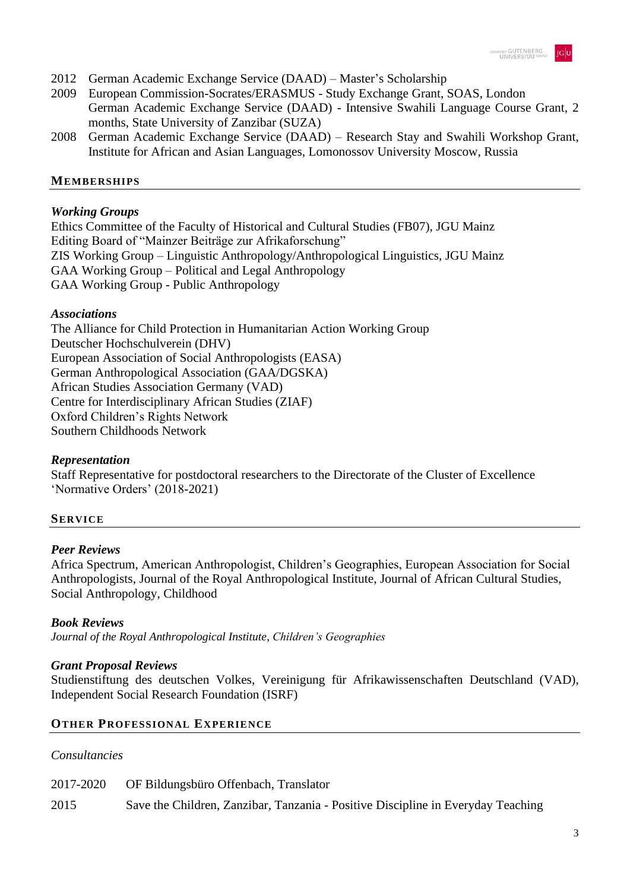2012 German Academic Exchange Service (DAAD) – Master's Scholarship

2009 European Commission-Socrates/ERASMUS - Study Exchange Grant, SOAS, London
German Academic Exchange Service (DAAD) - Intensive Swahili Language Course Grant, 2 months, State University of Zanzibar (SUZA)

2008 German Academic Exchange Service (DAAD) – Research Stay and Swahili Workshop Grant, Institute for African and Asian Languages, Lomonossov University Moscow, Russia

## MEMBERSHIPS

### *Working Groups*

Ethics Committee of the Faculty of Historical and Cultural Studies (FB07), JGU Mainz
Editing Board of "Mainzer Beiträge zur Afrikaforschung"
ZIS Working Group – Linguistic Anthropology/Anthropological Linguistics, JGU Mainz
GAA Working Group – Political and Legal Anthropology
GAA Working Group - Public Anthropology

### *Associations*

The Alliance for Child Protection in Humanitarian Action Working Group
Deutscher Hochschulverein (DHV)
European Association of Social Anthropologists (EASA)
German Anthropological Association (GAA/DGSKA)
African Studies Association Germany (VAD)
Centre for Interdisciplinary African Studies (ZIAF)
Oxford Children's Rights Network
Southern Childhoods Network

### *Representation*

Staff Representative for postdoctoral researchers to the Directorate of the Cluster of Excellence 'Normative Orders' (2018-2021)

## SERVICE

### *Peer Reviews*

Africa Spectrum, American Anthropologist, Children's Geographies, European Association for Social Anthropologists, Journal of the Royal Anthropological Institute, Journal of African Cultural Studies, Social Anthropology, Childhood

### *Book Reviews*

*Journal of the Royal Anthropological Institute*, *Children's Geographies*

### *Grant Proposal Reviews*

Studienstiftung des deutschen Volkes, Vereinigung für Afrikawissenschaften Deutschland (VAD), Independent Social Research Foundation (ISRF)

## OTHER PROFESSIONAL EXPERIENCE

*Consultancies*

2017-2020 OF Bildungsbüro Offenbach, Translator

2015 Save the Children, Zanzibar, Tanzania - Positive Discipline in Everyday Teaching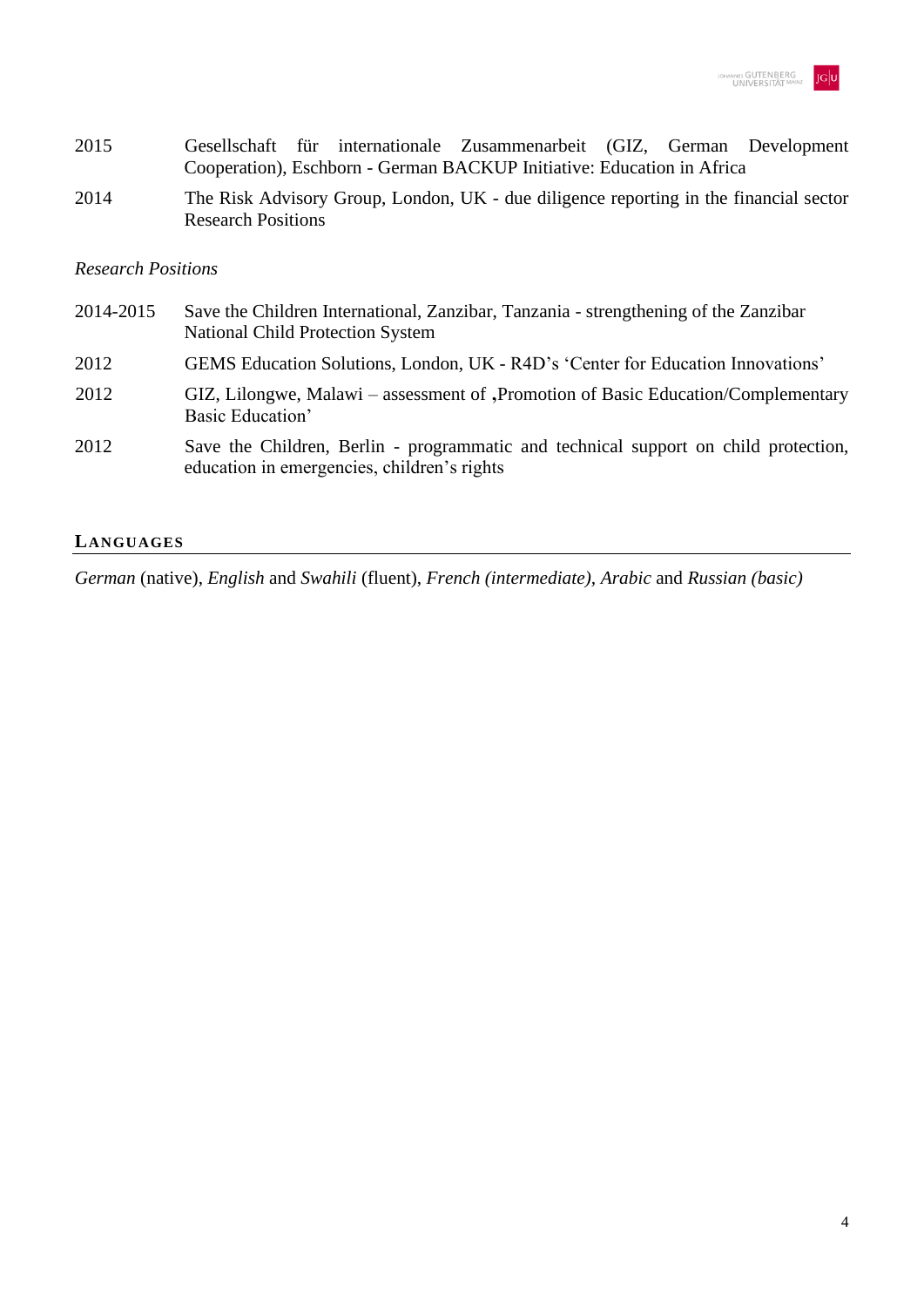| | |
|---|---|
| 2015 | Gesellschaft für internationale Zusammenarbeit (GIZ, German Development Cooperation), Eschborn - German BACKUP Initiative: Education in Africa |
| 2014 | The Risk Advisory Group, London, UK - due diligence reporting in the financial sector Research Positions |

*Research Positions*

| | |
|---|---|
| 2014-2015 | Save the Children International, Zanzibar, Tanzania - strengthening of the Zanzibar National Child Protection System |
| 2012 | GEMS Education Solutions, London, UK - R4D's 'Center for Education Innovations' |
| 2012 | GIZ, Lilongwe, Malawi – assessment of ‚Promotion of Basic Education/Complementary Basic Education' |
| 2012 | Save the Children, Berlin - programmatic and technical support on child protection, education in emergencies, children's rights |

## LANGUAGES

*German* (native), *English* and *Swahili* (fluent), *French (intermediate)*, *Arabic* and *Russian (basic)*